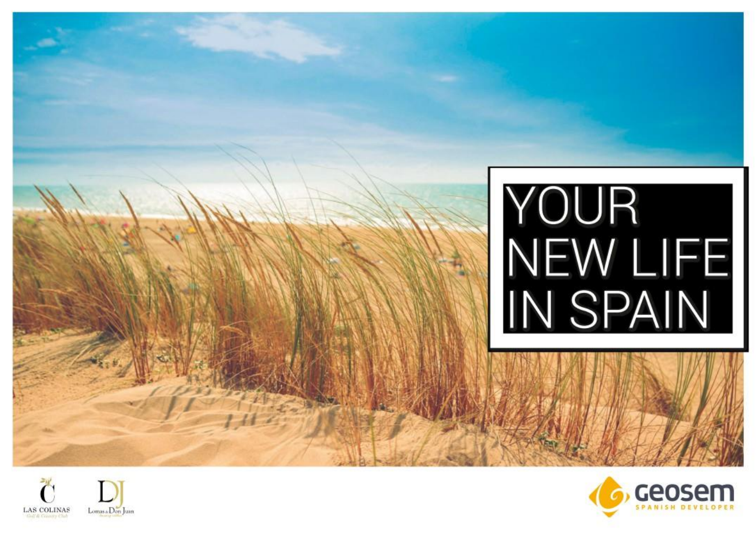# YOUR NEW LIFE IN SPAIN

LAS COLINAS Golf & Country Club

Lomas de Don Juan

geosem SPANISH DEVELOPER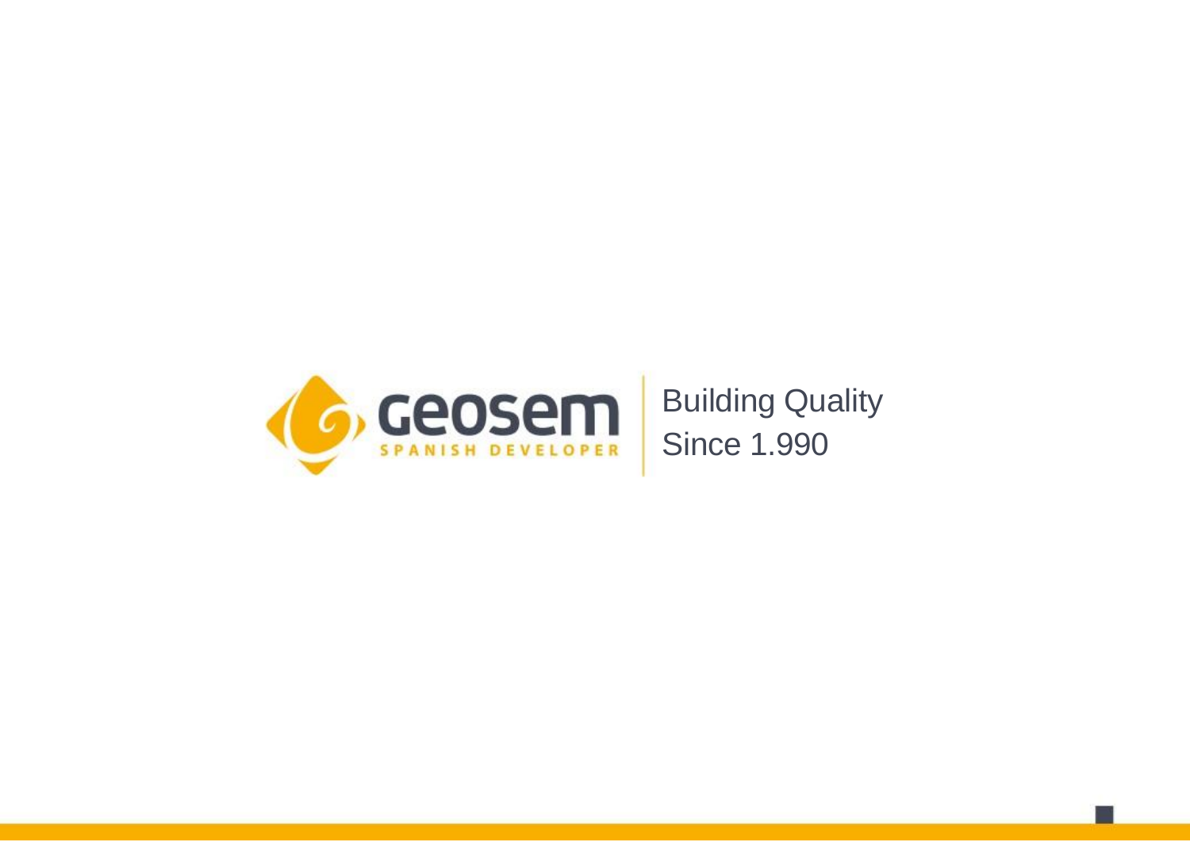geosem

SPANISH DEVELOPER

Building Quality
Since 1.990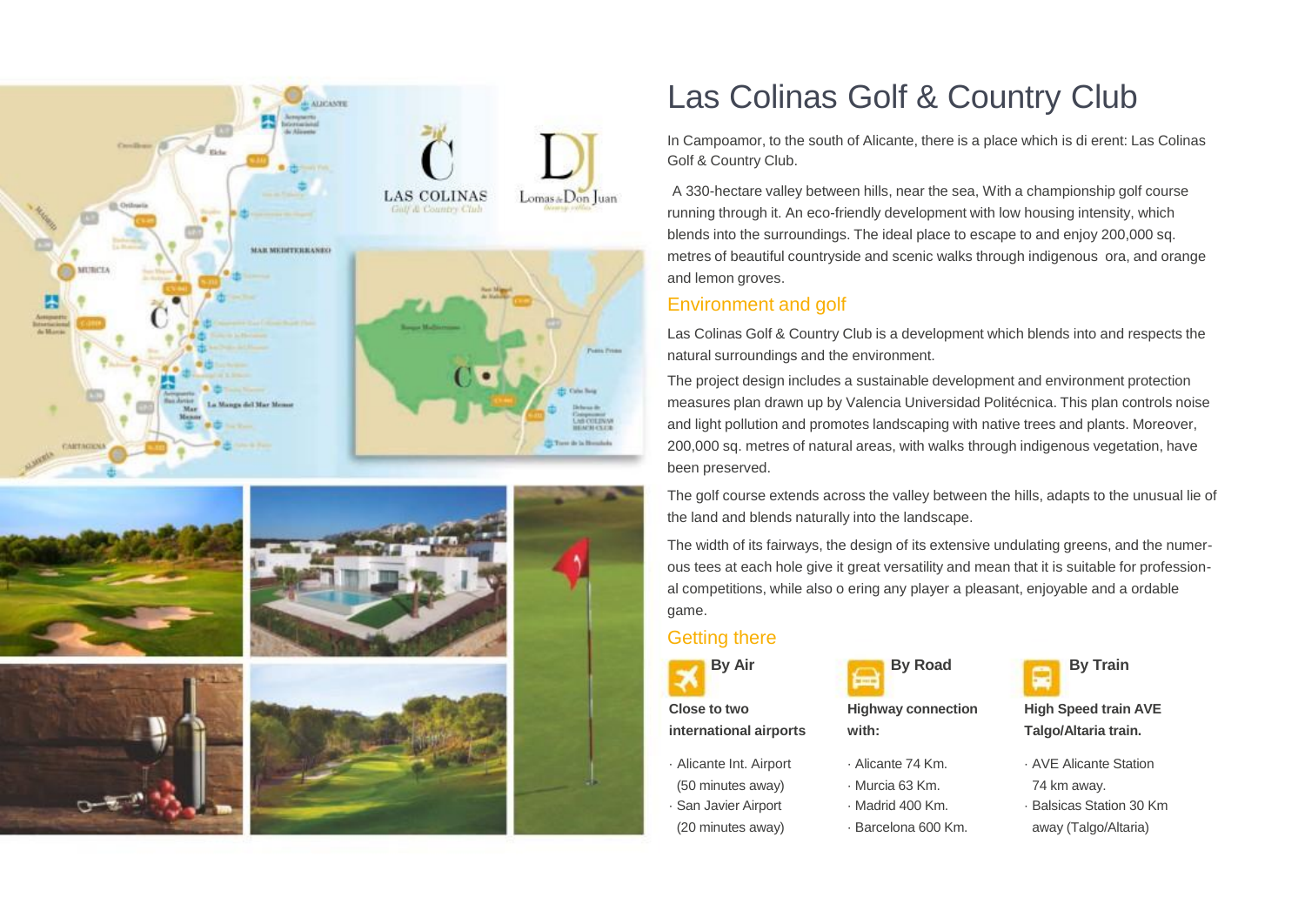# Las Colinas Golf & Country Club

In Campoamor, to the south of Alicante, there is a place which is di erent: Las Colinas Golf & Country Club.

A 330-hectare valley between hills, near the sea, With a championship golf course running through it. An eco-friendly development with low housing intensity, which blends into the surroundings. The ideal place to escape to and enjoy 200,000 sq. metres of beautiful countryside and scenic walks through indigenous ora, and orange and lemon groves.

## Environment and golf

Las Colinas Golf & Country Club is a development which blends into and respects the natural surroundings and the environment.

The project design includes a sustainable development and environment protection measures plan drawn up by Valencia Universidad Politécnica. This plan controls noise and light pollution and promotes landscaping with native trees and plants. Moreover, 200,000 sq. metres of natural areas, with walks through indigenous vegetation, have been preserved.

The golf course extends across the valley between the hills, adapts to the unusual lie of the land and blends naturally into the landscape.

The width of its fairways, the design of its extensive undulating greens, and the numerous tees at each hole give it great versatility and mean that it is suitable for professional competitions, while also o ering any player a pleasant, enjoyable and a ordable game.

## Getting there

### By Air

**Close to two international airports**

- Alicante Int. Airport (50 minutes away)
- San Javier Airport (20 minutes away)

### By Road

**Highway connection with:**

- Alicante 74 Km.
- Murcia 63 Km.
- Madrid 400 Km.
- Barcelona 600 Km.

### By Train

**High Speed train AVE Talgo/Altaria train.**

- AVE Alicante Station 74 km away.
- Balsicas Station 30 Km away (Talgo/Altaria)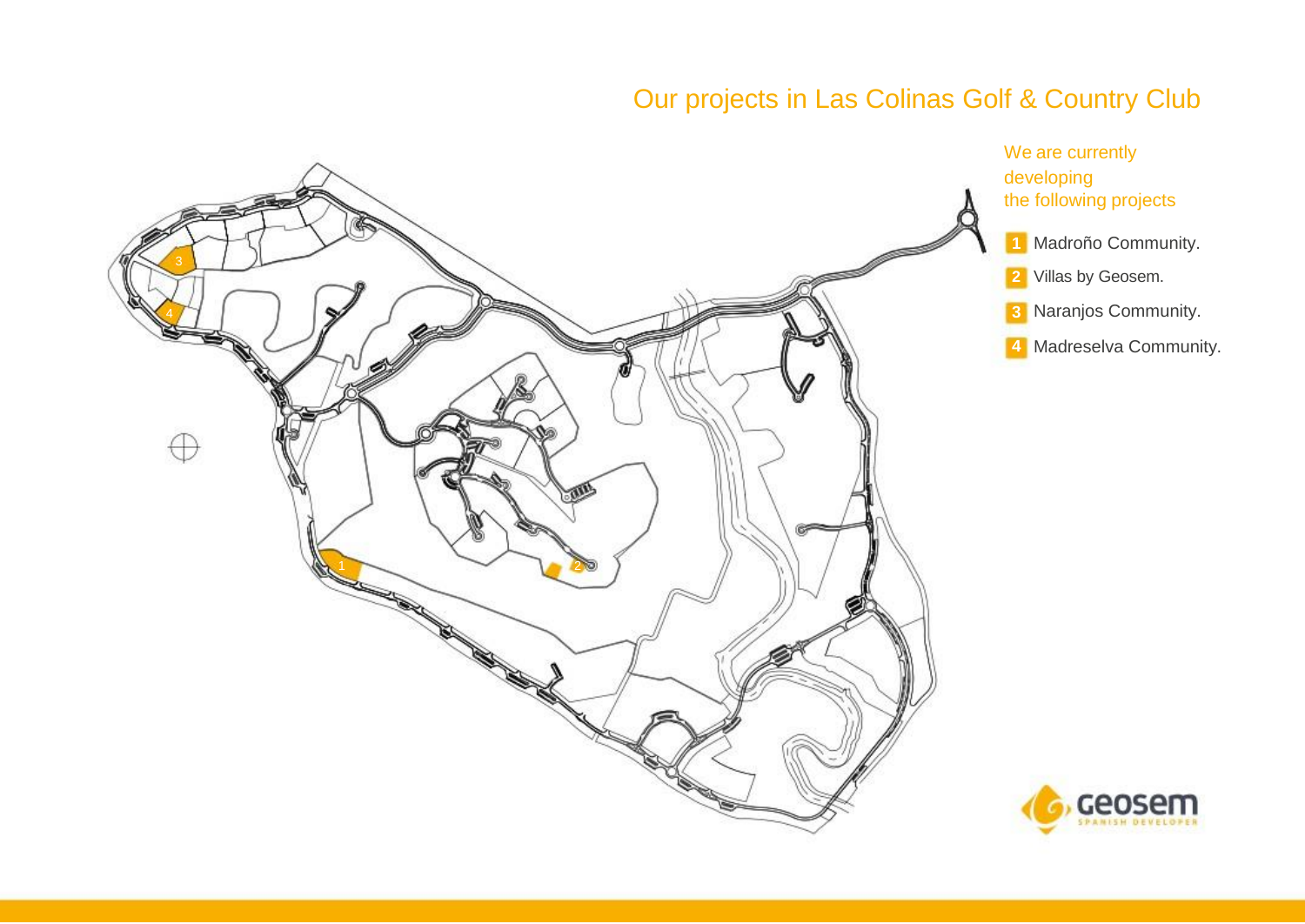# Our projects in Las Colinas Golf & Country Club

We are currently developing the following projects

1. Madroño Community.
2. Villas by Geosem.
3. Naranjos Community.
4. Madreselva Community.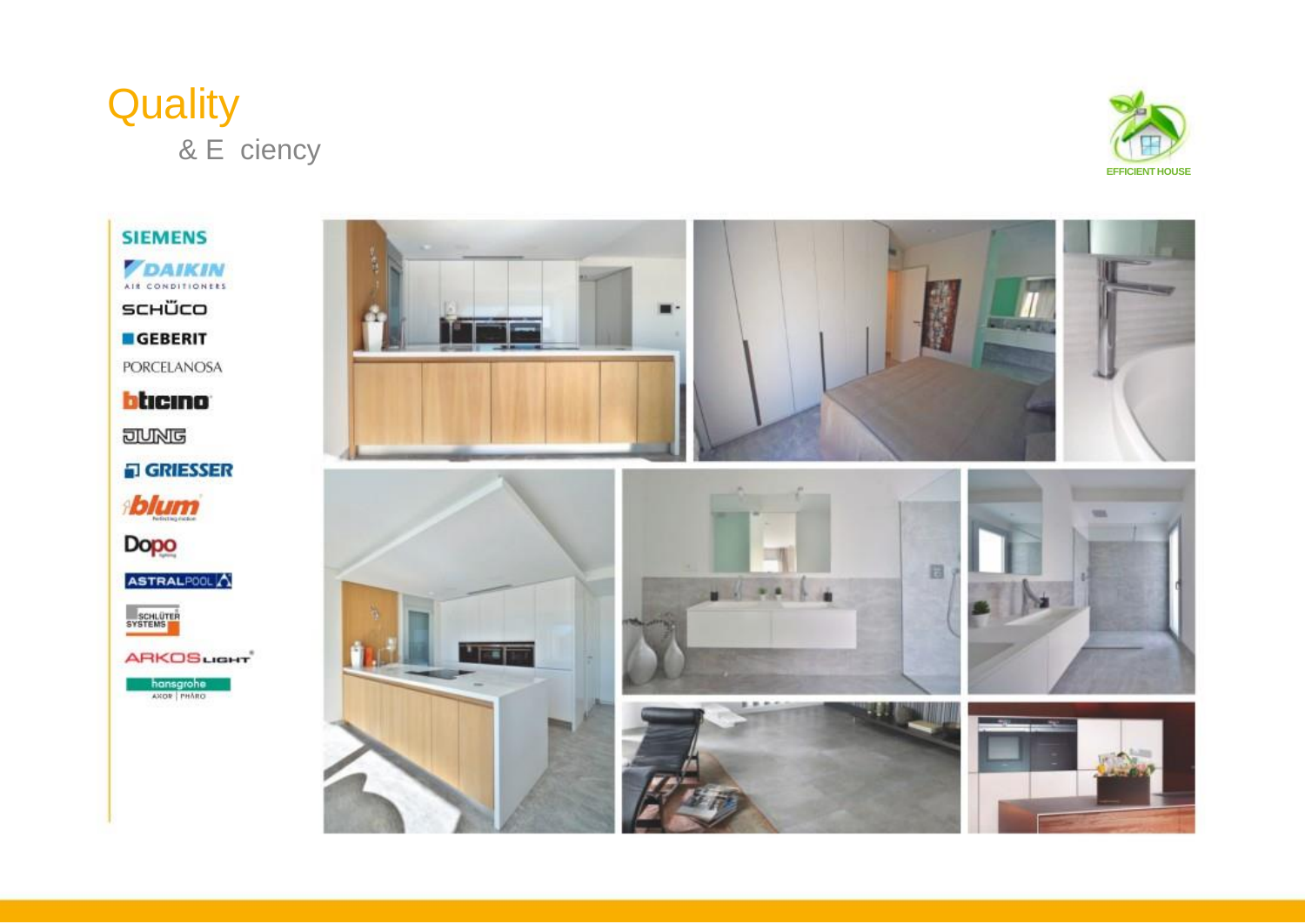# Quality

& E ciency

EFFICIENT HOUSE

SIEMENS

DAIKIN AIR CONDITIONERS

SCHÜCO

GEBERIT

PORCELANOSA

bticino

JUNG

GRIESSER

blum

Dopo

ASTRALPOOL

SCHLÜTER SYSTEMS

ARKOSLIGHT

hansgrohe AXOR | PHARO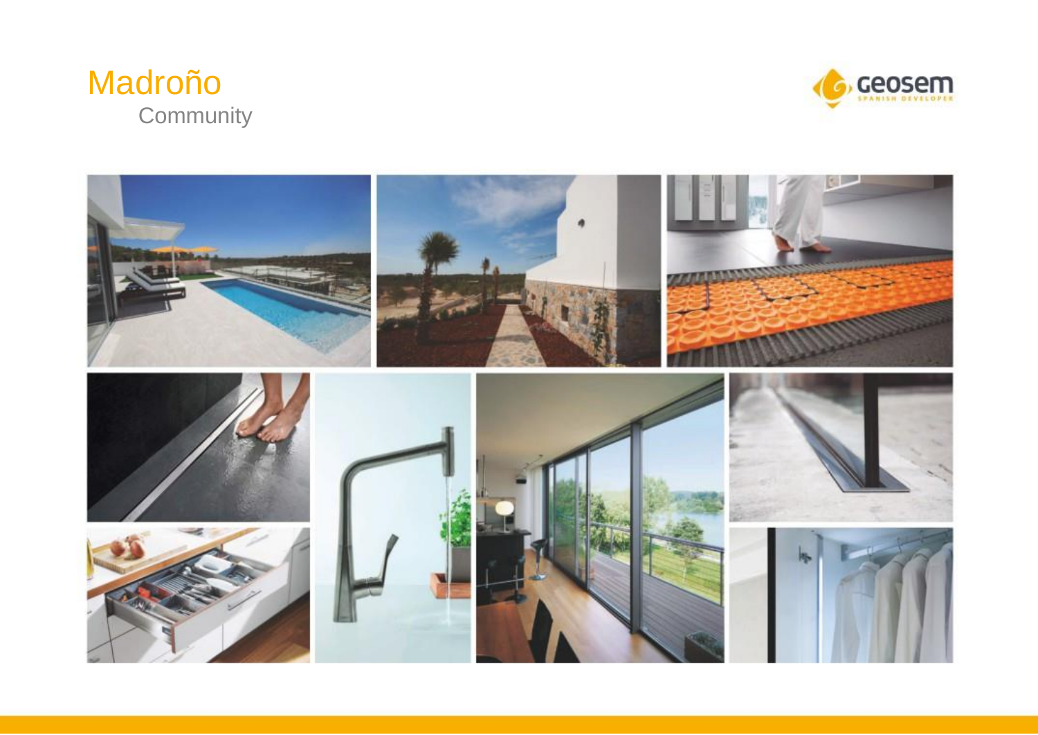# Madroño

Community